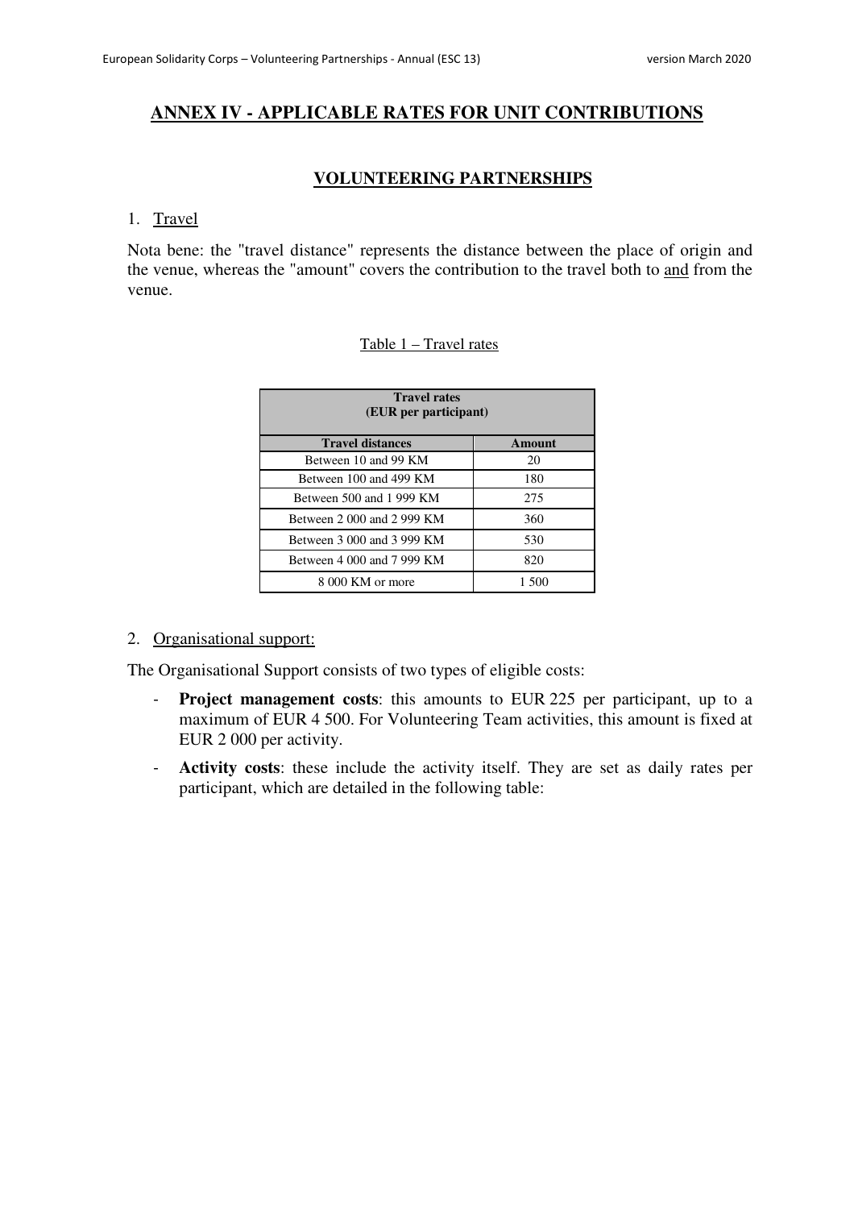## ANNEX IV - APPLICABLE RATES FOR UNIT CONTRIBUTIONS

### VOLUNTEERING PARTNERSHIPS

1. Travel

Nota bene: the "travel distance" represents the distance between the place of origin and the venue, whereas the "amount" covers the contribution to the travel both to and from the venue.

Table 1 – Travel rates

| Travel rates (EUR per participant) | |
|---|---|
| **Travel distances** | **Amount** |
| Between 10 and 99 KM | 20 |
| Between 100 and 499 KM | 180 |
| Between 500 and 1 999 KM | 275 |
| Between 2 000 and 2 999 KM | 360 |
| Between 3 000 and 3 999 KM | 530 |
| Between 4 000 and 7 999 KM | 820 |
| 8 000 KM or more | 1 500 |

2. Organisational support:

The Organisational Support consists of two types of eligible costs:

- **Project management costs**: this amounts to EUR 225 per participant, up to a maximum of EUR 4 500. For Volunteering Team activities, this amount is fixed at EUR 2 000 per activity.
- **Activity costs**: these include the activity itself. They are set as daily rates per participant, which are detailed in the following table: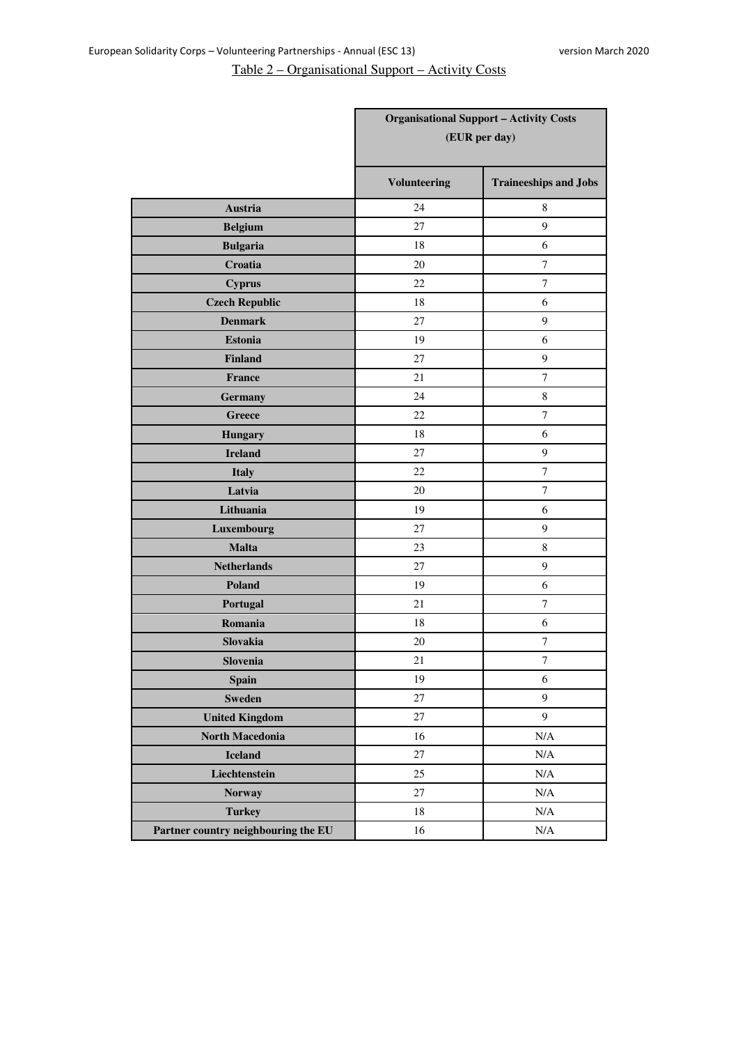Table 2 – Organisational Support – Activity Costs

| | Organisational Support – Activity Costs (EUR per day) | |
|---|---|---|
| | **Volunteering** | **Traineeships and Jobs** |
| **Austria** | 24 | 8 |
| **Belgium** | 27 | 9 |
| **Bulgaria** | 18 | 6 |
| **Croatia** | 20 | 7 |
| **Cyprus** | 22 | 7 |
| **Czech Republic** | 18 | 6 |
| **Denmark** | 27 | 9 |
| **Estonia** | 19 | 6 |
| **Finland** | 27 | 9 |
| **France** | 21 | 7 |
| **Germany** | 24 | 8 |
| **Greece** | 22 | 7 |
| **Hungary** | 18 | 6 |
| **Ireland** | 27 | 9 |
| **Italy** | 22 | 7 |
| **Latvia** | 20 | 7 |
| **Lithuania** | 19 | 6 |
| **Luxembourg** | 27 | 9 |
| **Malta** | 23 | 8 |
| **Netherlands** | 27 | 9 |
| **Poland** | 19 | 6 |
| **Portugal** | 21 | 7 |
| **Romania** | 18 | 6 |
| **Slovakia** | 20 | 7 |
| **Slovenia** | 21 | 7 |
| **Spain** | 19 | 6 |
| **Sweden** | 27 | 9 |
| **United Kingdom** | 27 | 9 |
| **North Macedonia** | 16 | N/A |
| **Iceland** | 27 | N/A |
| **Liechtenstein** | 25 | N/A |
| **Norway** | 27 | N/A |
| **Turkey** | 18 | N/A |
| **Partner country neighbouring the EU** | 16 | N/A |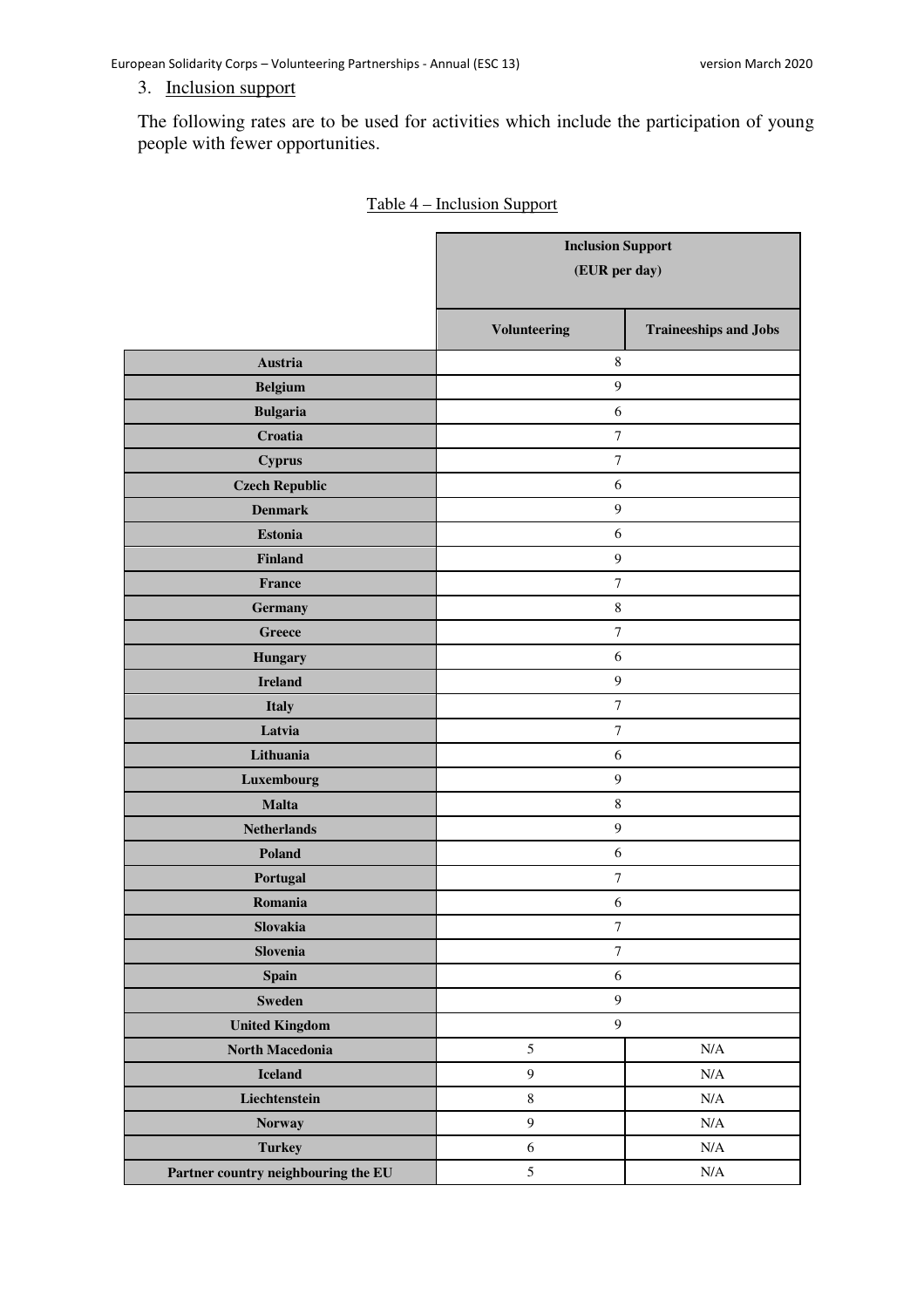3. Inclusion support

The following rates are to be used for activities which include the participation of young people with fewer opportunities.

Table 4 – Inclusion Support

| | Inclusion Support (EUR per day) | |
|---|---|---|
| | **Volunteering** | **Traineeships and Jobs** |
| **Austria** | 8 | |
| **Belgium** | 9 | |
| **Bulgaria** | 6 | |
| **Croatia** | 7 | |
| **Cyprus** | 7 | |
| **Czech Republic** | 6 | |
| **Denmark** | 9 | |
| **Estonia** | 6 | |
| **Finland** | 9 | |
| **France** | 7 | |
| **Germany** | 8 | |
| **Greece** | 7 | |
| **Hungary** | 6 | |
| **Ireland** | 9 | |
| **Italy** | 7 | |
| **Latvia** | 7 | |
| **Lithuania** | 6 | |
| **Luxembourg** | 9 | |
| **Malta** | 8 | |
| **Netherlands** | 9 | |
| **Poland** | 6 | |
| **Portugal** | 7 | |
| **Romania** | 6 | |
| **Slovakia** | 7 | |
| **Slovenia** | 7 | |
| **Spain** | 6 | |
| **Sweden** | 9 | |
| **United Kingdom** | 9 | |
| **North Macedonia** | 5 | N/A |
| **Iceland** | 9 | N/A |
| **Liechtenstein** | 8 | N/A |
| **Norway** | 9 | N/A |
| **Turkey** | 6 | N/A |
| **Partner country neighbouring the EU** | 5 | N/A |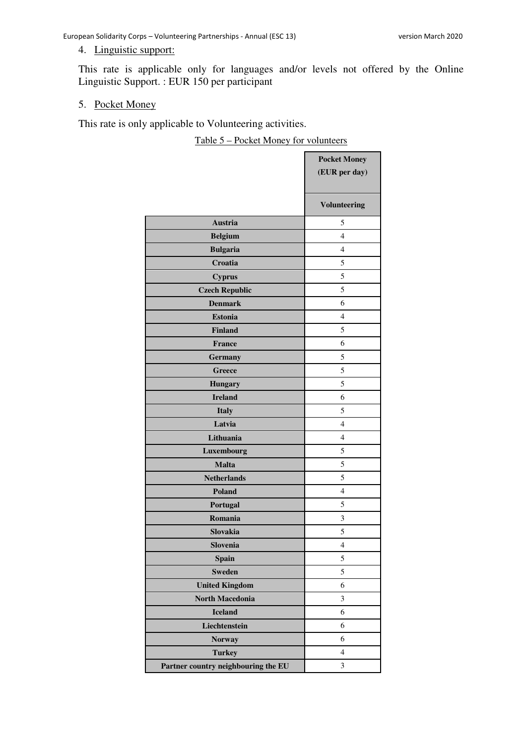4. Linguistic support:

This rate is applicable only for languages and/or levels not offered by the Online Linguistic Support. : EUR 150 per participant

5. Pocket Money

This rate is only applicable to Volunteering activities.

Table 5 – Pocket Money for volunteers

| | **Pocket Money (EUR per day)** |
|---|---|
| | **Volunteering** |
| **Austria** | 5 |
| **Belgium** | 4 |
| **Bulgaria** | 4 |
| **Croatia** | 5 |
| **Cyprus** | 5 |
| **Czech Republic** | 5 |
| **Denmark** | 6 |
| **Estonia** | 4 |
| **Finland** | 5 |
| **France** | 6 |
| **Germany** | 5 |
| **Greece** | 5 |
| **Hungary** | 5 |
| **Ireland** | 6 |
| **Italy** | 5 |
| **Latvia** | 4 |
| **Lithuania** | 4 |
| **Luxembourg** | 5 |
| **Malta** | 5 |
| **Netherlands** | 5 |
| **Poland** | 4 |
| **Portugal** | 5 |
| **Romania** | 3 |
| **Slovakia** | 5 |
| **Slovenia** | 4 |
| **Spain** | 5 |
| **Sweden** | 5 |
| **United Kingdom** | 6 |
| **North Macedonia** | 3 |
| **Iceland** | 6 |
| **Liechtenstein** | 6 |
| **Norway** | 6 |
| **Turkey** | 4 |
| **Partner country neighbouring the EU** | 3 |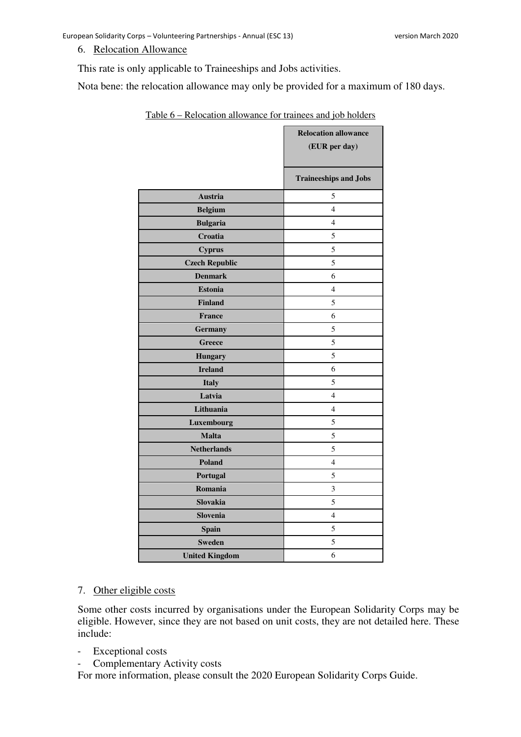6. Relocation Allowance

This rate is only applicable to Traineeships and Jobs activities.

Nota bene: the relocation allowance may only be provided for a maximum of 180 days.

Table 6 – Relocation allowance for trainees and job holders

| | Relocation allowance (EUR per day) |
|---|---|
| | Traineeships and Jobs |
| Austria | 5 |
| Belgium | 4 |
| Bulgaria | 4 |
| Croatia | 5 |
| Cyprus | 5 |
| Czech Republic | 5 |
| Denmark | 6 |
| Estonia | 4 |
| Finland | 5 |
| France | 6 |
| Germany | 5 |
| Greece | 5 |
| Hungary | 5 |
| Ireland | 6 |
| Italy | 5 |
| Latvia | 4 |
| Lithuania | 4 |
| Luxembourg | 5 |
| Malta | 5 |
| Netherlands | 5 |
| Poland | 4 |
| Portugal | 5 |
| Romania | 3 |
| Slovakia | 5 |
| Slovenia | 4 |
| Spain | 5 |
| Sweden | 5 |
| United Kingdom | 6 |

7. Other eligible costs

Some other costs incurred by organisations under the European Solidarity Corps may be eligible. However, since they are not based on unit costs, they are not detailed here. These include:

- Exceptional costs
- Complementary Activity costs

For more information, please consult the 2020 European Solidarity Corps Guide.